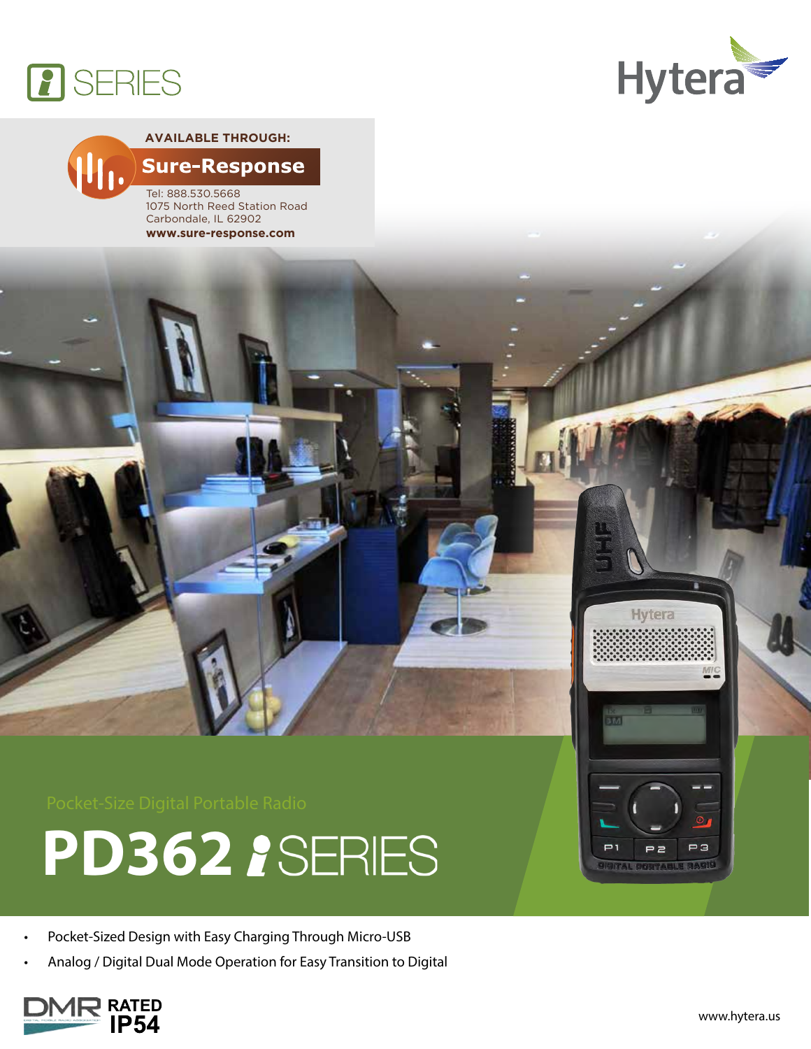i SERIES

Hytera

AVAILABLE THROUGH:

**Sure-Response**

Tel: 888.530.5668
1075 North Reed Station Road
Carbondale, IL 62902
**www.sure-response.com**

Pocket-Size Digital Portable Radio

# PD362 i SERIES

- Pocket-Sized Design with Easy Charging Through Micro-USB
- Analog / Digital Dual Mode Operation for Easy Transition to Digital

DMR RATED IP54

www.hytera.us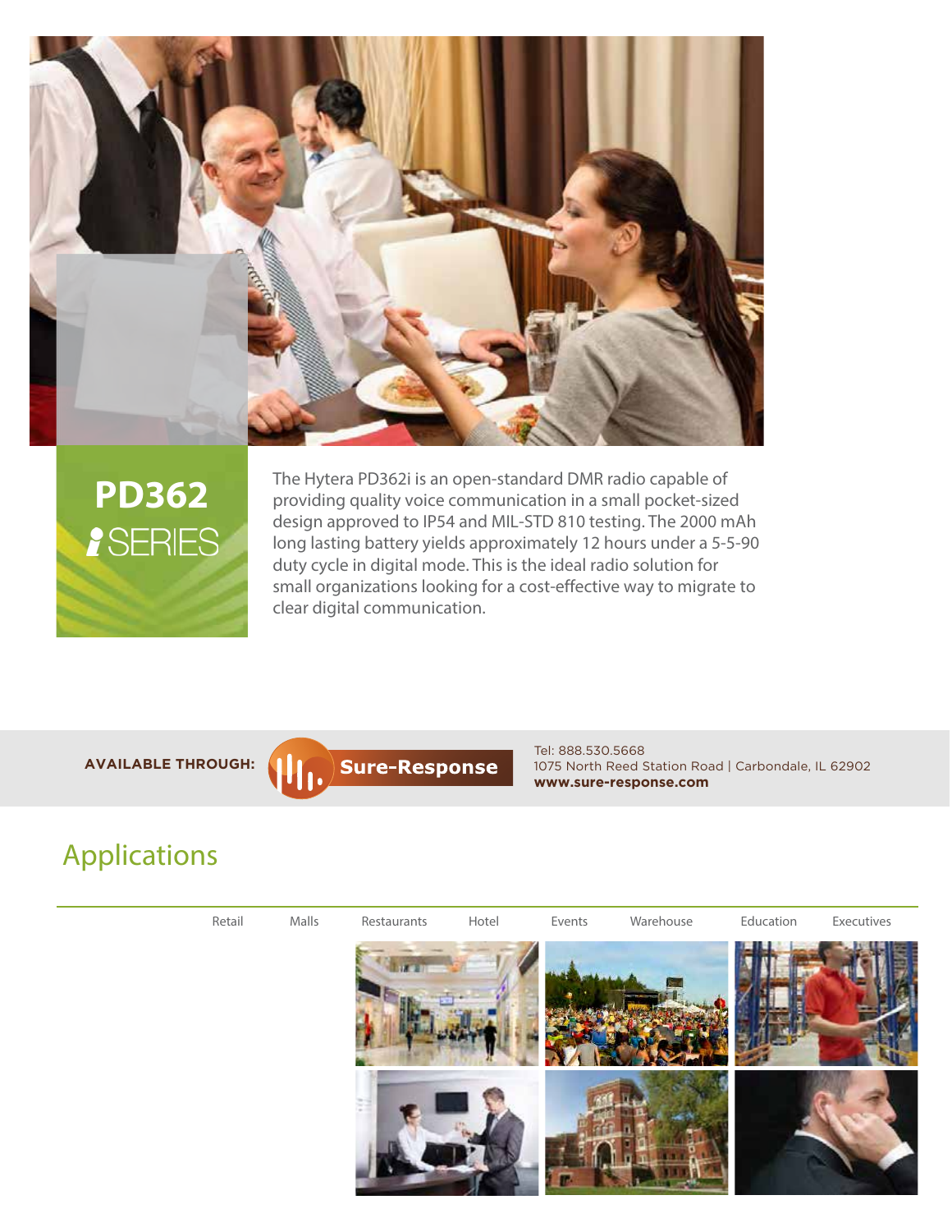# PD362 *i* SERIES

The Hytera PD362i is an open-standard DMR radio capable of providing quality voice communication in a small pocket-sized design approved to IP54 and MIL-STD 810 testing. The 2000 mAh long lasting battery yields approximately 12 hours under a 5-5-90 duty cycle in digital mode. This is the ideal radio solution for small organizations looking for a cost-effective way to migrate to clear digital communication.

**AVAILABLE THROUGH:** **Sure-Response**

Tel: 888.530.5668
1075 North Reed Station Road | Carbondale, IL 62902
**www.sure-response.com**

## Applications

Retail | Malls | Restaurants | Hotel | Events | Warehouse | Education | Executives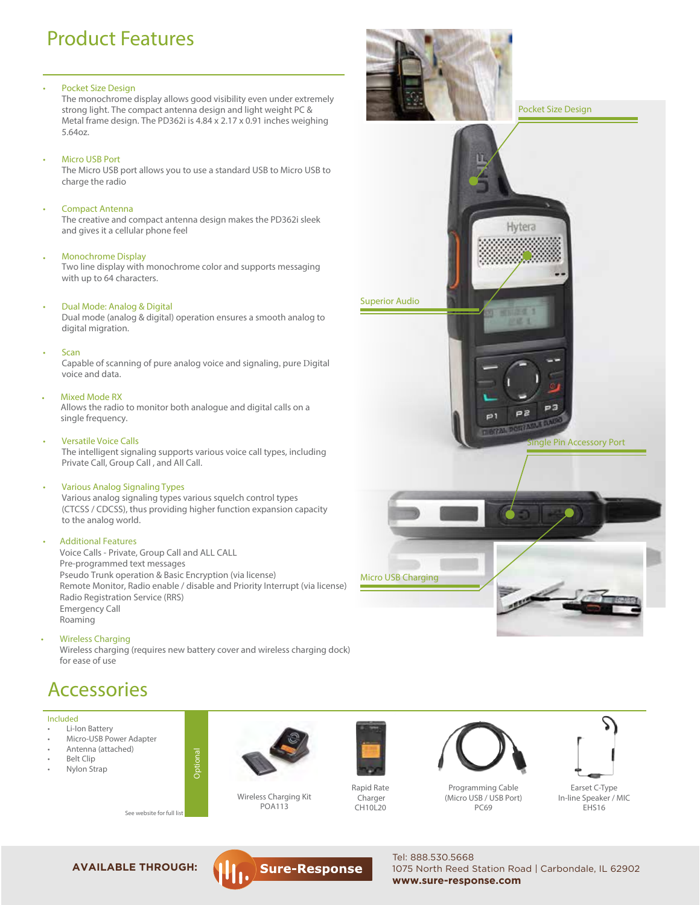# Product Features

- Pocket Size Design
  The monochrome display allows good visibility even under extremely strong light. The compact antenna design and light weight PC & Metal frame design. The PD362i is 4.84 x 2.17 x 0.91 inches weighing 5.64oz.

- Micro USB Port
  The Micro USB port allows you to use a standard USB to Micro USB to charge the radio

- Compact Antenna
  The creative and compact antenna design makes the PD362i sleek and gives it a cellular phone feel

- Monochrome Display
  Two line display with monochrome color and supports messaging with up to 64 characters.

- Dual Mode: Analog & Digital
  Dual mode (analog & digital) operation ensures a smooth analog to digital migration.

- Scan
  Capable of scanning of pure analog voice and signaling, pure Digital voice and data.

- Mixed Mode RX
  Allows the radio to monitor both analogue and digital calls on a single frequency.

- Versatile Voice Calls
  The intelligent signaling supports various voice call types, including Private Call, Group Call , and All Call.

- Various Analog Signaling Types
  Various analog signaling types various squelch control types (CTCSS / CDCSS), thus providing higher function expansion capacity to the analog world.

- Additional Features
  Voice Calls - Private, Group Call and ALL CALL
  Pre-programmed text messages
  Pseudo Trunk operation & Basic Encryption (via license)
  Remote Monitor, Radio enable / disable and Priority Interrupt (via license)
  Radio Registration Service (RRS)
  Emergency Call
  Roaming

- Wireless Charging
  Wireless charging (requires new battery cover and wireless charging dock) for ease of use

Pocket Size Design

Superior Audio

Single Pin Accessory Port

Micro USB Charging

# Accessories

Included

- Li-Ion Battery
- Micro-USB Power Adapter
- Antenna (attached)
- Belt Clip
- Nylon Strap

See website for full list

Optional

Wireless Charging Kit
POA113

Rapid Rate Charger
CH10L20

Programming Cable (Micro USB / USB Port)
PC69

Earset C-Type In-line Speaker / MIC
EHS16

**AVAILABLE THROUGH:** Sure-Response

Tel: 888.530.5668
1075 North Reed Station Road | Carbondale, IL 62902
**www.sure-response.com**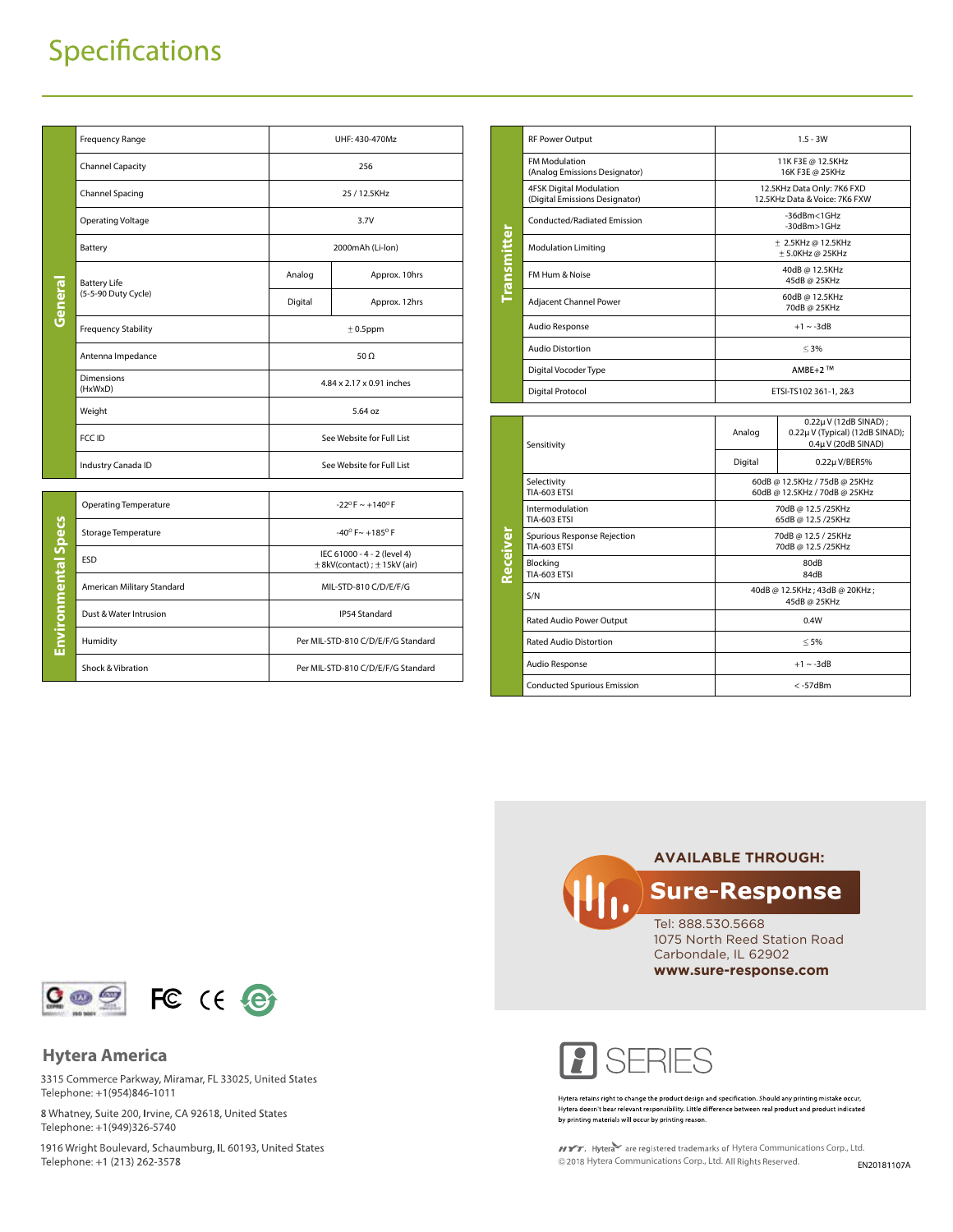# Specifications

| | | | |
|---|---|---|---|
| General | Frequency Range | UHF: 430-470Mz | |
| | Channel Capacity | 256 | |
| | Channel Spacing | 25 / 12.5KHz | |
| | Operating Voltage | 3.7V | |
| | Battery | 2000mAh (Li-Ion) | |
| | Battery Life (5-5-90 Duty Cycle) | Analog | Approx. 10hrs |
| | | Digital | Approx. 12hrs |
| | Frequency Stability | ± 0.5ppm | |
| | Antenna Impedance | 50 Ω | |
| | Dimensions (HxWxD) | 4.84 x 2.17 x 0.91 inches | |
| | Weight | 5.64 oz | |
| | FCC ID | See Website for Full List | |
| | Industry Canada ID | See Website for Full List | |

| | | |
|---|---|---|
| Environmental Specs | Operating Temperature | -22° F ~ +140° F |
| | Storage Temperature | -40° F~ +185° F |
| | ESD | IEC 61000 - 4 - 2 (level 4) ± 8kV(contact) ; ± 15kV (air) |
| | American Military Standard | MIL-STD-810 C/D/E/F/G |
| | Dust & Water Intrusion | IP54 Standard |
| | Humidity | Per MIL-STD-810 C/D/E/F/G Standard |
| | Shock & Vibration | Per MIL-STD-810 C/D/E/F/G Standard |

| | | |
|---|---|---|
| Transmitter | RF Power Output | 1.5 - 3W |
| | FM Modulation (Analog Emissions Designator) | 11K F3E @ 12.5KHz<br>16K F3E @ 25KHz |
| | 4FSK Digital Modulation (Digital Emissions Designator) | 12.5KHz Data Only: 7K6 FXD<br>12.5KHz Data & Voice: 7K6 FXW |
| | Conducted/Radiated Emission | -36dBm<1GHz<br>-30dBm>1GHz |
| | Modulation Limiting | ± 2.5KHz @ 12.5KHz<br>± 5.0KHz @ 25KHz |
| | FM Hum & Noise | 40dB @ 12.5KHz<br>45dB @ 25KHz |
| | Adjacent Channel Power | 60dB @ 12.5KHz<br>70dB @ 25KHz |
| | Audio Response | +1 ~ -3dB |
| | Audio Distortion | ≤ 3% |
| | Digital Vocoder Type | AMBE+2 ™ |
| | Digital Protocol | ETSI-TS102 361-1, 2&3 |

| | | | |
|---|---|---|---|
| Receiver | Sensitivity | Analog | 0.22μ V (12dB SINAD) ;<br>0.22μ V (Typical) (12dB SINAD);<br>0.4μ V (20dB SINAD) |
| | | Digital | 0.22μ V/BER5% |
| | Selectivity TIA-603 ETSI | 60dB @ 12.5KHz / 75dB @ 25KHz<br>60dB @ 12.5KHz / 70dB @ 25KHz | |
| | Intermodulation TIA-603 ETSI | 70dB @ 12.5 /25KHz<br>65dB @ 12.5 /25KHz | |
| | Spurious Response Rejection TIA-603 ETSI | 70dB @ 12.5 / 25KHz<br>70dB @ 12.5 /25KHz | |
| | Blocking TIA-603 ETSI | 80dB<br>84dB | |
| | S/N | 40dB @ 12.5KHz ; 43dB @ 20KHz ;<br>45dB @ 25KHz | |
| | Rated Audio Power Output | 0.4W | |
| | Rated Audio Distortion | ≤ 5% | |
| | Audio Response | +1 ~ -3dB | |
| | Conducted Spurious Emission | < -57dBm | |

**AVAILABLE THROUGH:**

**Sure-Response**

Tel: 888.530.5668
1075 North Reed Station Road
Carbondale, IL 62902
**www.sure-response.com**

## Hytera America

3315 Commerce Parkway, Miramar, FL 33025, United States
Telephone: +1(954)846-1011

8 Whatney, Suite 200, Irvine, CA 92618, United States
Telephone: +1(949)326-5740

1916 Wright Boulevard, Schaumburg, IL 60193, United States
Telephone: +1 (213) 262-3578

i SERIES

Hytera retains right to change the product design and specification. Should any printing mistake occur, Hytera doesn't bear relevant responsibility. Little difference between real product and product indicated by printing materials will occur by printing reason.

HYT, Hytera are registered trademarks of Hytera Communications Corp., Ltd.
©2018 Hytera Communications Corp., Ltd. All Rights Reserved.

EN20181107A